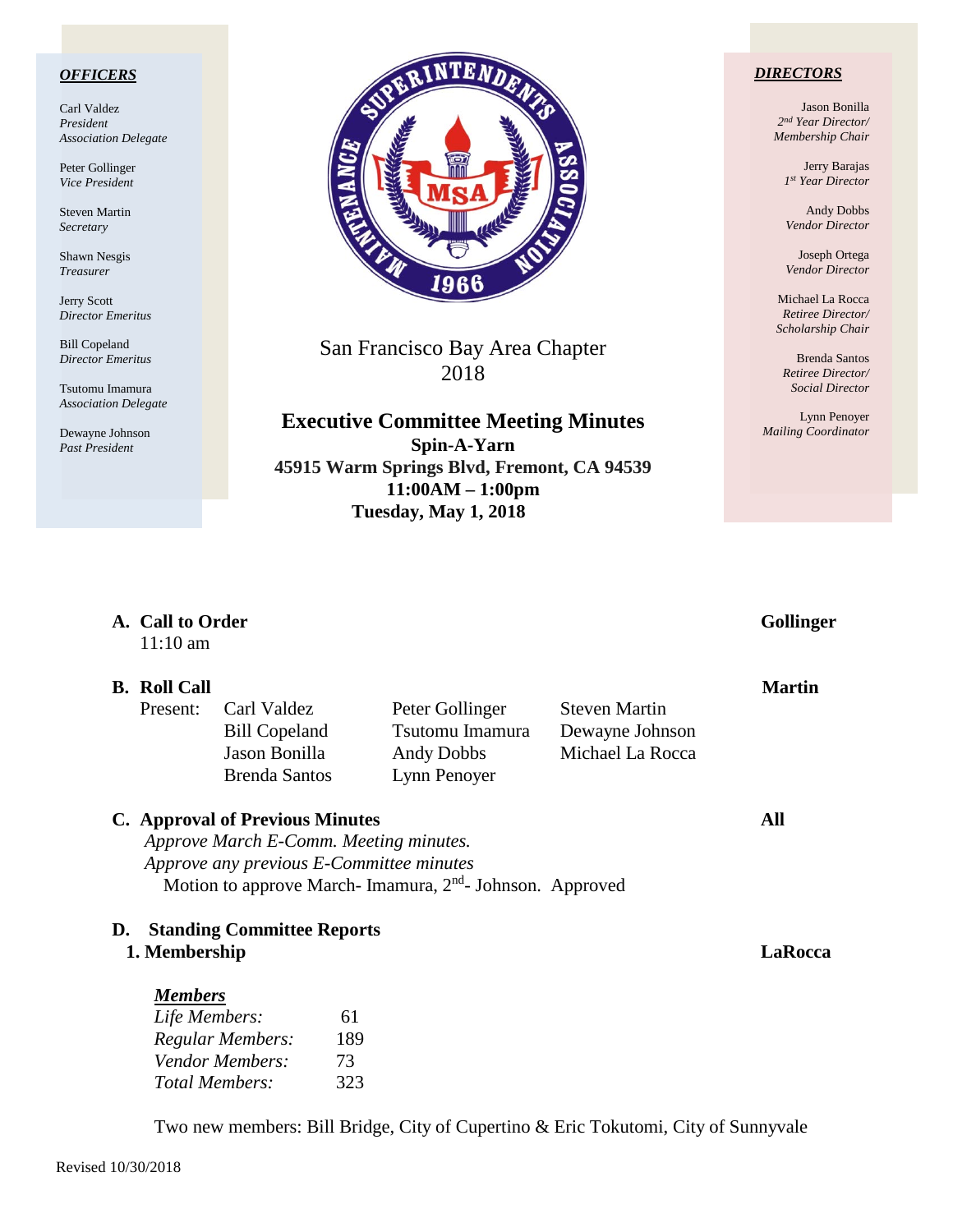**OFFICERS**

Carl Valdez
*President*
*Association Delegate*

Peter Gollinger
*Vice President*

Steven Martin
*Secretary*

Shawn Nesgis
*Treasurer*

Jerry Scott
*Director Emeritus*

Bill Copeland
*Director Emeritus*

Tsutomu Imamura
*Association Delegate*

Dewayne Johnson
*Past President*

**DIRECTORS**

Jason Bonilla
*2nd Year Director/*
*Membership Chair*

Jerry Barajas
*1st Year Director*

Andy Dobbs
*Vendor Director*

Joseph Ortega
*Vendor Director*

Michael La Rocca
*Retiree Director/*
*Scholarship Chair*

Brenda Santos
*Retiree Director/*
*Social Director*

Lynn Penoyer
*Mailing Coordinator*

San Francisco Bay Area Chapter
2018

# Executive Committee Meeting Minutes

**Spin-A-Yarn**
**45915 Warm Springs Blvd, Fremont, CA 94539**
**11:00AM – 1:00pm**
**Tuesday, May 1, 2018**

## A. Call to Order — Gollinger

11:10 am

## B. Roll Call — Martin

| Present: | | | |
|---|---|---|---|
| | Carl Valdez | Peter Gollinger | Steven Martin |
| | Bill Copeland | Tsutomu Imamura | Dewayne Johnson |
| | Jason Bonilla | Andy Dobbs | Michael La Rocca |
| | Brenda Santos | Lynn Penoyer | |

## C. Approval of Previous Minutes — All

*Approve March E-Comm. Meeting minutes.*
*Approve any previous E-Committee minutes*
Motion to approve March- Imamura, 2nd- Johnson. Approved

## D. Standing Committee Reports

### 1. Membership — LaRocca

***Members***

| | |
|---|---|
| *Life Members:* | 61 |
| *Regular Members:* | 189 |
| *Vendor Members:* | 73 |
| *Total Members:* | 323 |

Two new members: Bill Bridge, City of Cupertino & Eric Tokutomi, City of Sunnyvale

Revised 10/30/2018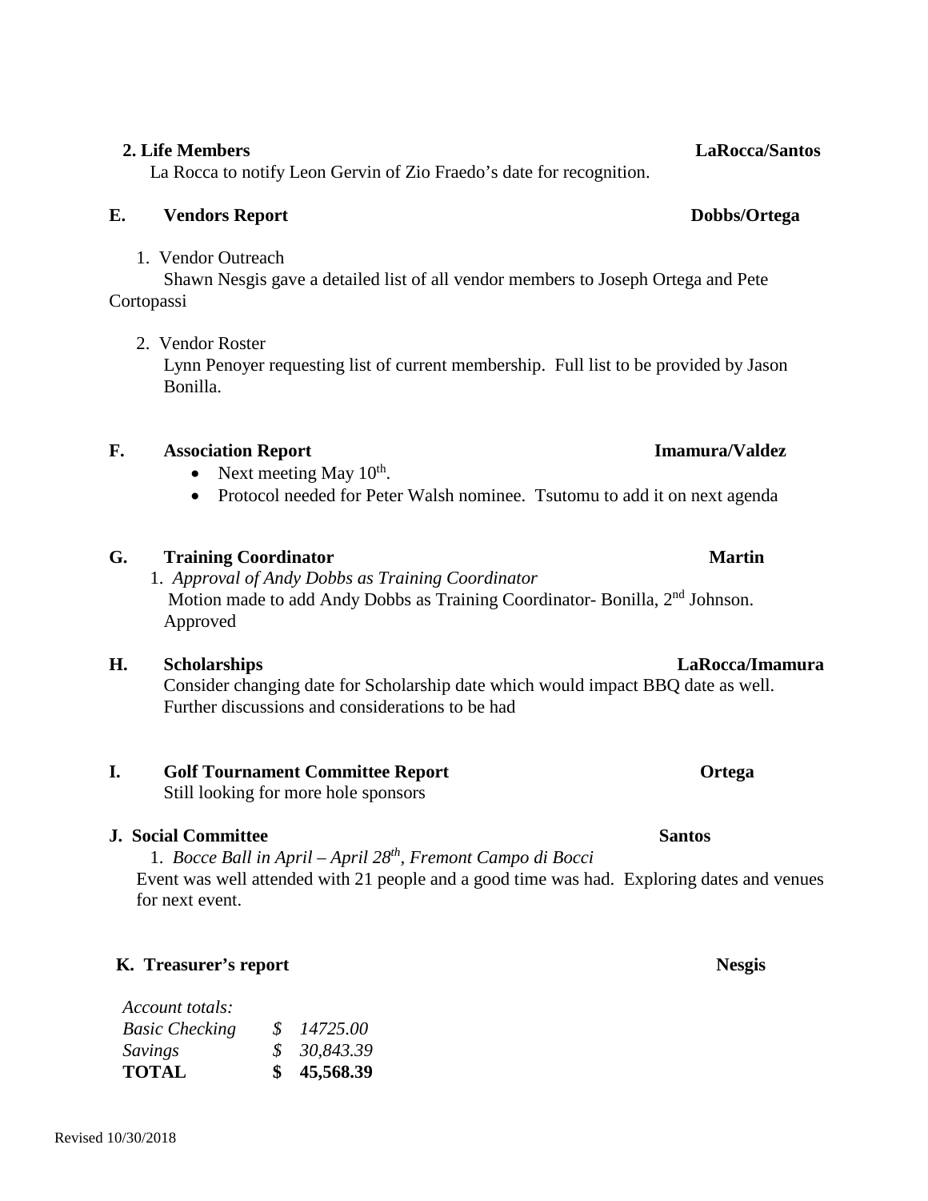**2. Life Members** **LaRocca/Santos**

La Rocca to notify Leon Gervin of Zio Fraedo's date for recognition.

**E. Vendors Report** **Dobbs/Ortega**

1. Vendor Outreach

Shawn Nesgis gave a detailed list of all vendor members to Joseph Ortega and Pete Cortopassi

2. Vendor Roster

Lynn Penoyer requesting list of current membership. Full list to be provided by Jason Bonilla.

**F. Association Report** **Imamura/Valdez**

- Next meeting May 10th.
- Protocol needed for Peter Walsh nominee. Tsutomu to add it on next agenda

**G. Training Coordinator** **Martin**

1. *Approval of Andy Dobbs as Training Coordinator*

Motion made to add Andy Dobbs as Training Coordinator- Bonilla, 2nd Johnson. Approved

**H. Scholarships** **LaRocca/Imamura**

Consider changing date for Scholarship date which would impact BBQ date as well. Further discussions and considerations to be had

**I. Golf Tournament Committee Report** **Ortega**

Still looking for more hole sponsors

**J. Social Committee** **Santos**

1. *Bocce Ball in April – April 28th, Fremont Campo di Bocci*

Event was well attended with 21 people and a good time was had. Exploring dates and venues for next event.

**K. Treasurer's report** **Nesgis**

| *Account totals:* | |
|---|---|
| *Basic Checking* | *$ 14725.00* |
| *Savings* | *$ 30,843.39* |
| **TOTAL** | **$ 45,568.39** |

Revised 10/30/2018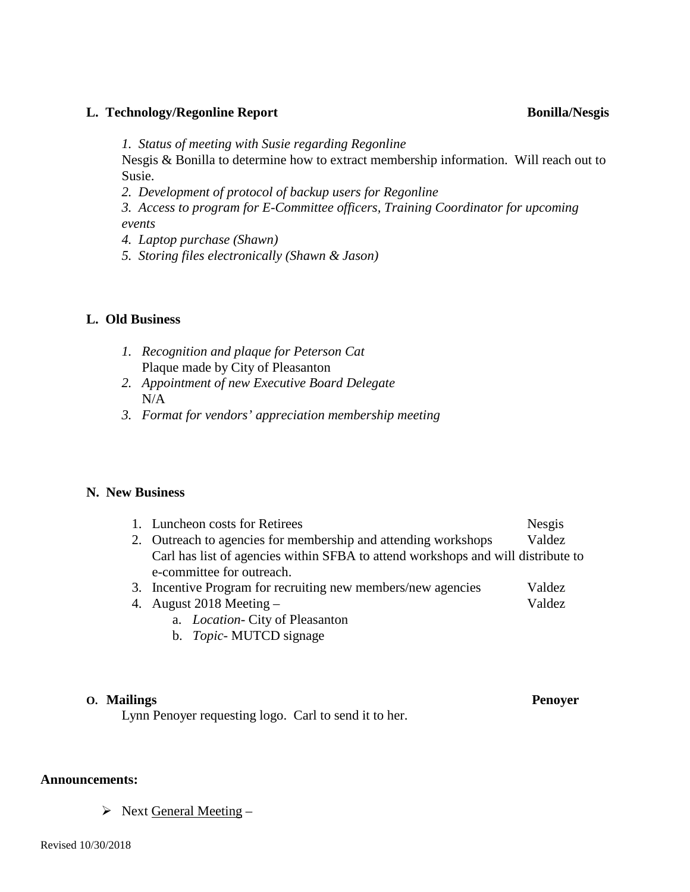**L. Technology/Regonline Report** **Bonilla/Nesgis**

*1. Status of meeting with Susie regarding Regonline*
Nesgis & Bonilla to determine how to extract membership information. Will reach out to Susie.
*2. Development of protocol of backup users for Regonline*
*3. Access to program for E-Committee officers, Training Coordinator for upcoming events*
*4. Laptop purchase (Shawn)*
*5. Storing files electronically (Shawn & Jason)*

**L. Old Business**

1. *Recognition and plaque for Peterson Cat*
   Plaque made by City of Pleasanton
2. *Appointment of new Executive Board Delegate*
   N/A
3. *Format for vendors' appreciation membership meeting*

**N. New Business**

1. Luncheon costs for Retirees — Nesgis
2. Outreach to agencies for membership and attending workshops — Valdez
   Carl has list of agencies within SFBA to attend workshops and will distribute to e-committee for outreach.
3. Incentive Program for recruiting new members/new agencies — Valdez
4. August 2018 Meeting – — Valdez
   a. *Location*- City of Pleasanton
   b. *Topic*- MUTCD signage

**O. Mailings** **Penoyer**

Lynn Penoyer requesting logo. Carl to send it to her.

**Announcements:**

- Next General Meeting –

Revised 10/30/2018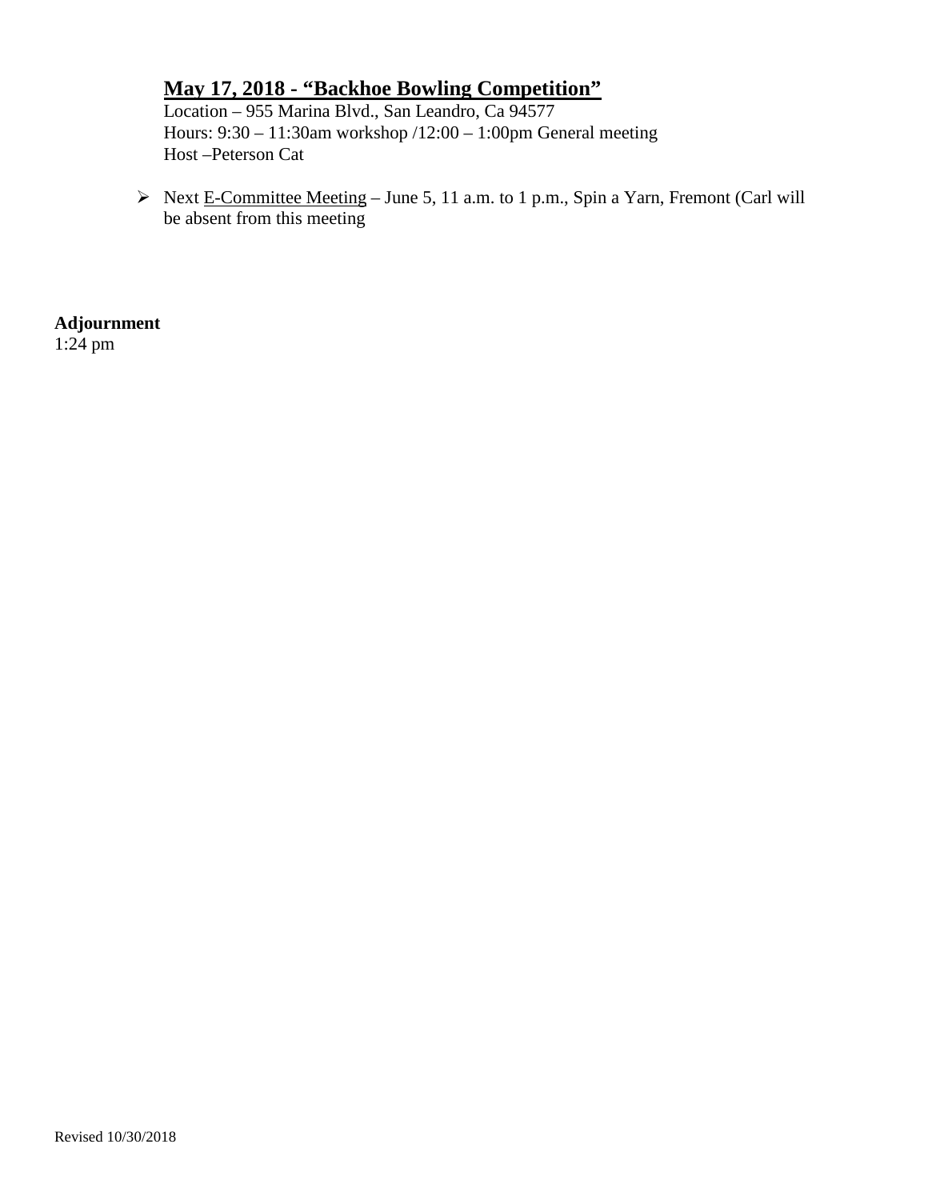**<u>May 17, 2018 - "Backhoe Bowling Competition"</u>**
Location – 955 Marina Blvd., San Leandro, Ca 94577
Hours: 9:30 – 11:30am workshop /12:00 – 1:00pm General meeting
Host –Peterson Cat

- Next <u>E-Committee Meeting</u> – June 5, 11 a.m. to 1 p.m., Spin a Yarn, Fremont (Carl will be absent from this meeting

**Adjournment**
1:24 pm

Revised 10/30/2018